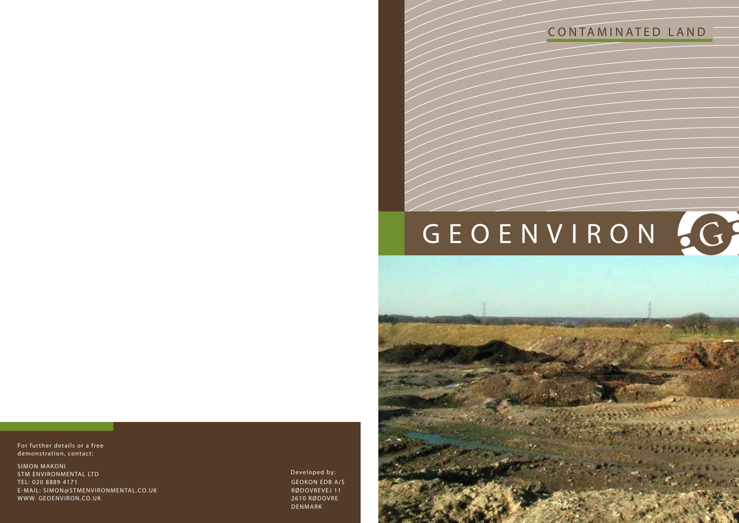CONTAMINATED LAND

# GEOENVIRON

For further details or a free demonstration, contact:

SIMON MAKONI
STM ENVIRONMENTAL LTD
TEL: 020 8889 4171
E-MAIL: SIMON@STMENVIRONMENTAL.CO.UK
WWW. GEOENVIRON.CO.UK

Developed by:
GEOKON EDB A/S
RØDOVREVEJ 11
2610 RØDOVRE
DENMARK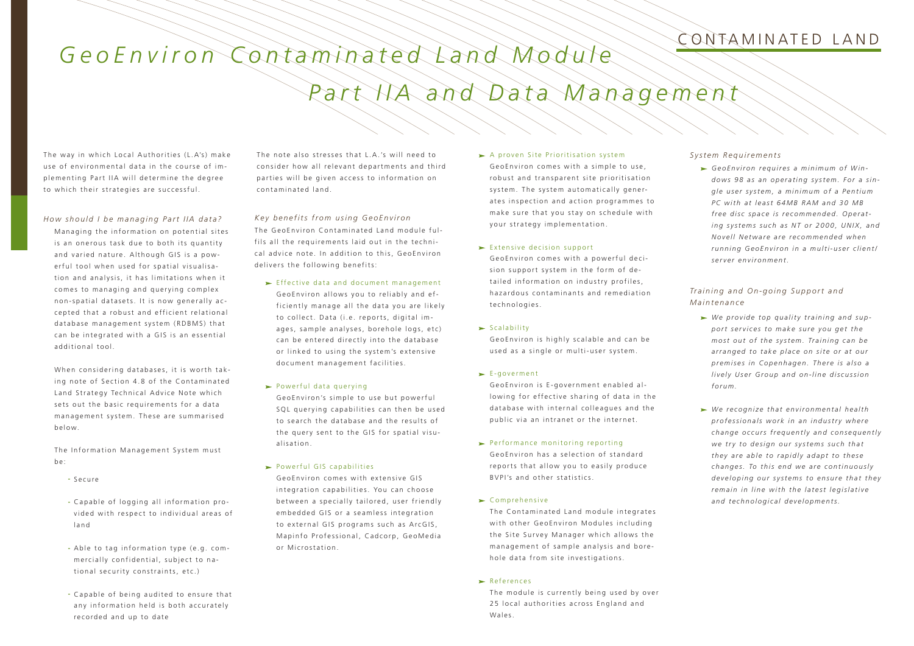# GeoEnviron Contaminated Land Module Part IIA and Data Management

CONTAMINATED LAND

The way in which Local Authorities (L.A's) make use of environmental data in the course of implementing Part IIA will determine the degree to which their strategies are successful.

*How should I be managing Part IIA data?*

Managing the information on potential sites is an onerous task due to both its quantity and varied nature. Although GIS is a powerful tool when used for spatial visualisation and analysis, it has limitations when it comes to managing and querying complex non-spatial datasets. It is now generally accepted that a robust and efficient relational database management system (RDBMS) that can be integrated with a GIS is an essential additional tool.

When considering databases, it is worth taking note of Section 4.8 of the Contaminated Land Strategy Technical Advice Note which sets out the basic requirements for a data management system. These are summarised below.

The Information Management System must be:

- Secure
- Capable of logging all information provided with respect to individual areas of land
- Able to tag information type (e.g. commercially confidential, subject to national security constraints, etc.)
- Capable of being audited to ensure that any information held is both accurately recorded and up to date

The note also stresses that L.A.'s will need to consider how all relevant departments and third parties will be given access to information on contaminated land.

*Key benefits from using GeoEnviron*

The GeoEnviron Contaminated Land module fulfils all the requirements laid out in the technical advice note. In addition to this, GeoEnviron delivers the following benefits:

- Effective data and document management
  GeoEnviron allows you to reliably and efficiently manage all the data you are likely to collect. Data (i.e. reports, digital images, sample analyses, borehole logs, etc) can be entered directly into the database or linked to using the system's extensive document management facilities.

- Powerful data querying
  GeoEnviron's simple to use but powerful SQL querying capabilities can then be used to search the database and the results of the query sent to the GIS for spatial visualisation.

- Powerful GIS capabilities
  GeoEnviron comes with extensive GIS integration capabilities. You can choose between a specially tailored, user friendly embedded GIS or a seamless integration to external GIS programs such as ArcGIS, Mapinfo Professional, Cadcorp, GeoMedia or Microstation.

- A proven Site Prioritisation system
  GeoEnviron comes with a simple to use, robust and transparent site prioritisation system. The system automatically generates inspection and action programmes to make sure that you stay on schedule with your strategy implementation.

- Extensive decision support
  GeoEnviron comes with a powerful decision support system in the form of detailed information on industry profiles, hazardous contaminants and remediation technologies.

- Scalability
  GeoEnviron is highly scalable and can be used as a single or multi-user system.

- E-goverment
  GeoEnviron is E-government enabled allowing for effective sharing of data in the database with internal colleagues and the public via an intranet or the internet.

- Performance monitoring reporting
  GeoEnviron has a selection of standard reports that allow you to easily produce BVPI's and other statistics.

- Comprehensive
  The Contaminated Land module integrates with other GeoEnviron Modules including the Site Survey Manager which allows the management of sample analysis and borehole data from site investigations.

- References
  The module is currently being used by over 25 local authorities across England and Wales.

*System Requirements*

- *GeoEnviron requires a minimum of Windows 98 as an operating system. For a single user system, a minimum of a Pentium PC with at least 64MB RAM and 30 MB free disc space is recommended. Operating systems such as NT or 2000, UNIX, and Novell Netware are recommended when running GeoEnviron in a multi-user client/server environment.*

*Training and On-going Support and Maintenance*

- *We provide top quality training and support services to make sure you get the most out of the system. Training can be arranged to take place on site or at our premises in Copenhagen. There is also a lively User Group and on-line discussion forum.*

- *We recognize that environmental health professionals work in an industry where change occurs frequently and consequently we try to design our systems such that they are able to rapidly adapt to these changes. To this end we are continuously developing our systems to ensure that they remain in line with the latest legislative and technological developments.*